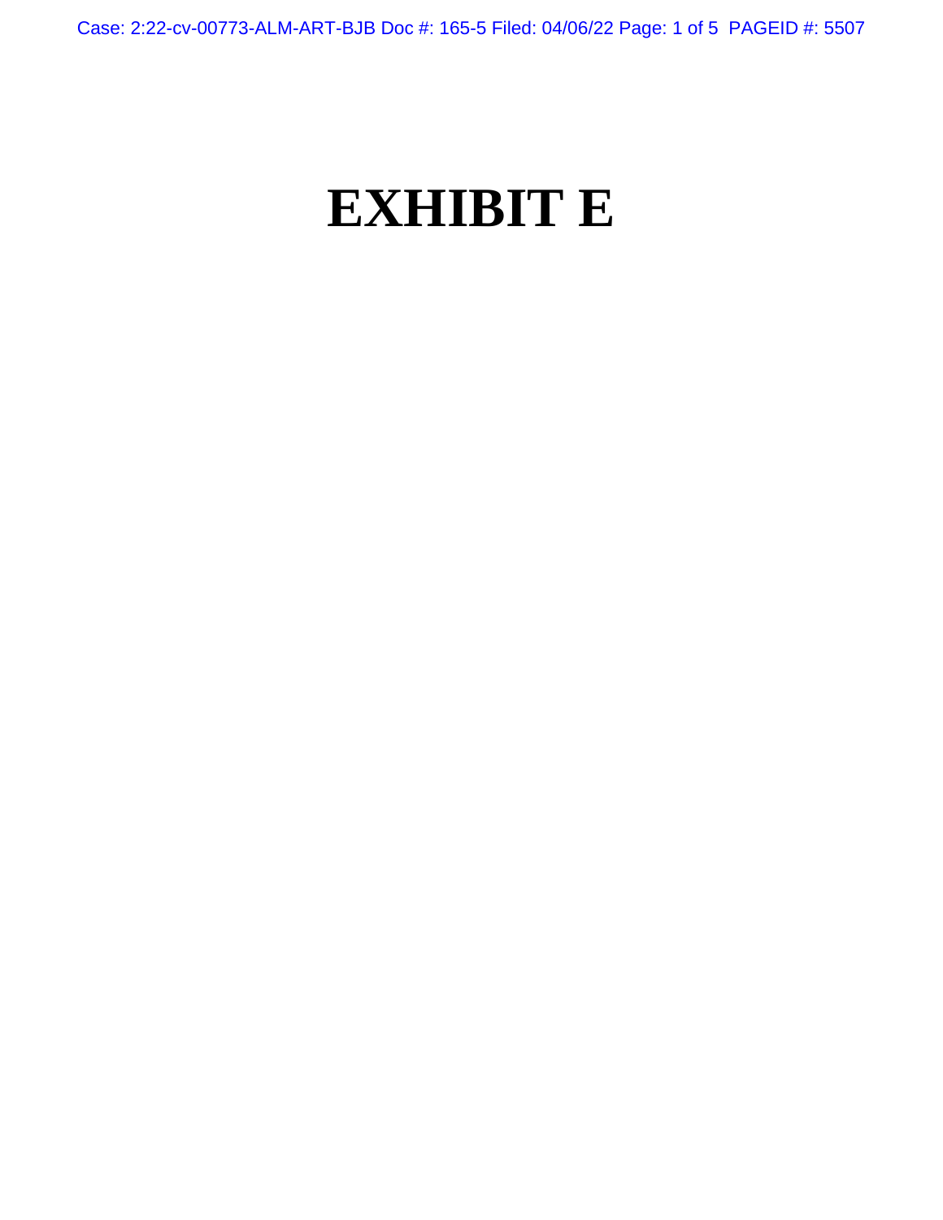# EXHIBIT E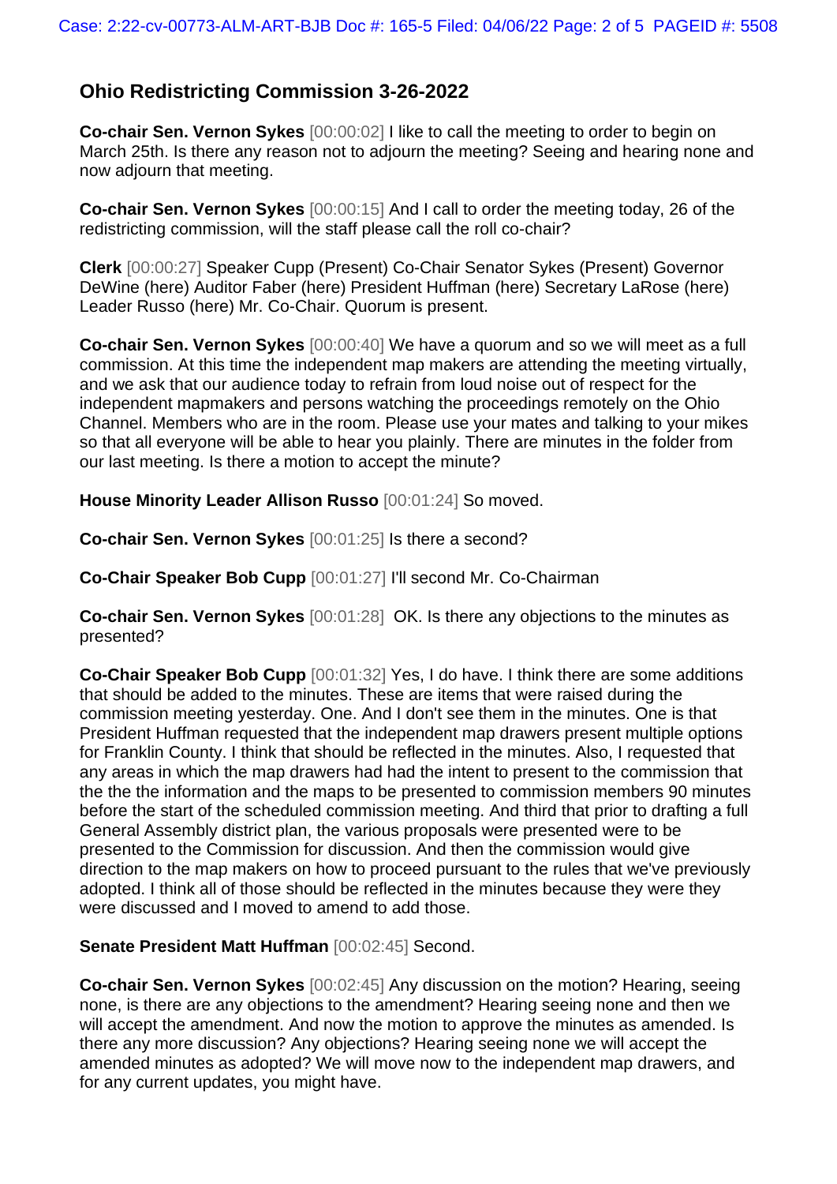## Ohio Redistricting Commission 3-26-2022

**Co-chair Sen. Vernon Sykes** [00:00:02] I like to call the meeting to order to begin on March 25th. Is there any reason not to adjourn the meeting? Seeing and hearing none and now adjourn that meeting.

**Co-chair Sen. Vernon Sykes** [00:00:15] And I call to order the meeting today, 26 of the redistricting commission, will the staff please call the roll co-chair?

**Clerk** [00:00:27] Speaker Cupp (Present) Co-Chair Senator Sykes (Present) Governor DeWine (here) Auditor Faber (here) President Huffman (here) Secretary LaRose (here) Leader Russo (here) Mr. Co-Chair. Quorum is present.

**Co-chair Sen. Vernon Sykes** [00:00:40] We have a quorum and so we will meet as a full commission. At this time the independent map makers are attending the meeting virtually, and we ask that our audience today to refrain from loud noise out of respect for the independent mapmakers and persons watching the proceedings remotely on the Ohio Channel. Members who are in the room. Please use your mates and talking to your mikes so that all everyone will be able to hear you plainly. There are minutes in the folder from our last meeting. Is there a motion to accept the minute?

**House Minority Leader Allison Russo** [00:01:24] So moved.

**Co-chair Sen. Vernon Sykes** [00:01:25] Is there a second?

**Co-Chair Speaker Bob Cupp** [00:01:27] I'll second Mr. Co-Chairman

**Co-chair Sen. Vernon Sykes** [00:01:28] OK. Is there any objections to the minutes as presented?

**Co-Chair Speaker Bob Cupp** [00:01:32] Yes, I do have. I think there are some additions that should be added to the minutes. These are items that were raised during the commission meeting yesterday. One. And I don't see them in the minutes. One is that President Huffman requested that the independent map drawers present multiple options for Franklin County. I think that should be reflected in the minutes. Also, I requested that any areas in which the map drawers had had the intent to present to the commission that the the the information and the maps to be presented to commission members 90 minutes before the start of the scheduled commission meeting. And third that prior to drafting a full General Assembly district plan, the various proposals were presented were to be presented to the Commission for discussion. And then the commission would give direction to the map makers on how to proceed pursuant to the rules that we've previously adopted. I think all of those should be reflected in the minutes because they were they were discussed and I moved to amend to add those.

**Senate President Matt Huffman** [00:02:45] Second.

**Co-chair Sen. Vernon Sykes** [00:02:45] Any discussion on the motion? Hearing, seeing none, is there are any objections to the amendment? Hearing seeing none and then we will accept the amendment. And now the motion to approve the minutes as amended. Is there any more discussion? Any objections? Hearing seeing none we will accept the amended minutes as adopted? We will move now to the independent map drawers, and for any current updates, you might have.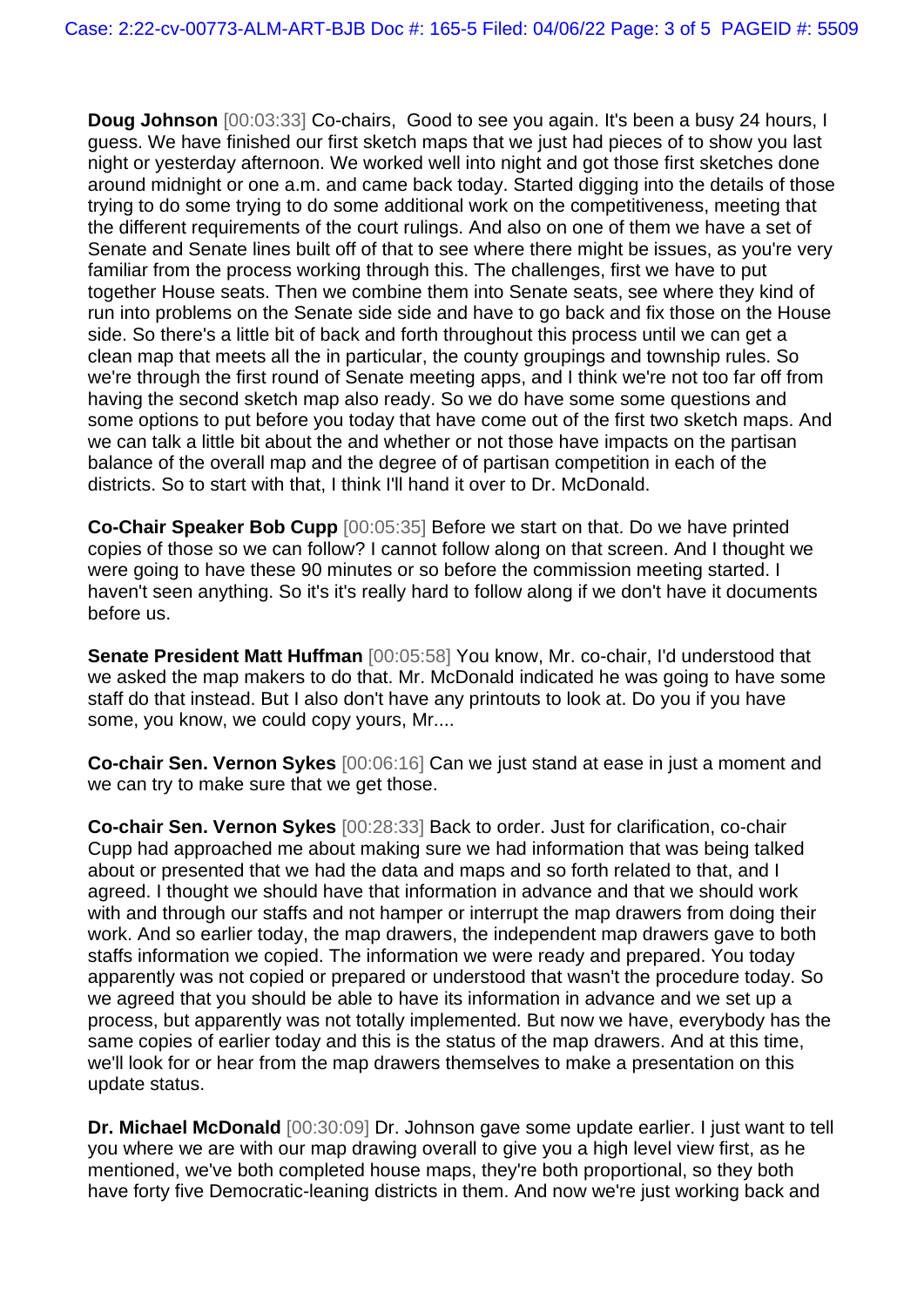**Doug Johnson** [00:03:33] Co-chairs, Good to see you again. It's been a busy 24 hours, I guess. We have finished our first sketch maps that we just had pieces of to show you last night or yesterday afternoon. We worked well into night and got those first sketches done around midnight or one a.m. and came back today. Started digging into the details of those trying to do some trying to do some additional work on the competitiveness, meeting that the different requirements of the court rulings. And also on one of them we have a set of Senate and Senate lines built off of that to see where there might be issues, as you're very familiar from the process working through this. The challenges, first we have to put together House seats. Then we combine them into Senate seats, see where they kind of run into problems on the Senate side side and have to go back and fix those on the House side. So there's a little bit of back and forth throughout this process until we can get a clean map that meets all the in particular, the county groupings and township rules. So we're through the first round of Senate meeting apps, and I think we're not too far off from having the second sketch map also ready. So we do have some some questions and some options to put before you today that have come out of the first two sketch maps. And we can talk a little bit about the and whether or not those have impacts on the partisan balance of the overall map and the degree of of partisan competition in each of the districts. So to start with that, I think I'll hand it over to Dr. McDonald.

**Co-Chair Speaker Bob Cupp** [00:05:35] Before we start on that. Do we have printed copies of those so we can follow? I cannot follow along on that screen. And I thought we were going to have these 90 minutes or so before the commission meeting started. I haven't seen anything. So it's it's really hard to follow along if we don't have it documents before us.

**Senate President Matt Huffman** [00:05:58] You know, Mr. co-chair, I'd understood that we asked the map makers to do that. Mr. McDonald indicated he was going to have some staff do that instead. But I also don't have any printouts to look at. Do you if you have some, you know, we could copy yours, Mr....

**Co-chair Sen. Vernon Sykes** [00:06:16] Can we just stand at ease in just a moment and we can try to make sure that we get those.

**Co-chair Sen. Vernon Sykes** [00:28:33] Back to order. Just for clarification, co-chair Cupp had approached me about making sure we had information that was being talked about or presented that we had the data and maps and so forth related to that, and I agreed. I thought we should have that information in advance and that we should work with and through our staffs and not hamper or interrupt the map drawers from doing their work. And so earlier today, the map drawers, the independent map drawers gave to both staffs information we copied. The information we were ready and prepared. You today apparently was not copied or prepared or understood that wasn't the procedure today. So we agreed that you should be able to have its information in advance and we set up a process, but apparently was not totally implemented. But now we have, everybody has the same copies of earlier today and this is the status of the map drawers. And at this time, we'll look for or hear from the map drawers themselves to make a presentation on this update status.

**Dr. Michael McDonald** [00:30:09] Dr. Johnson gave some update earlier. I just want to tell you where we are with our map drawing overall to give you a high level view first, as he mentioned, we've both completed house maps, they're both proportional, so they both have forty five Democratic-leaning districts in them. And now we're just working back and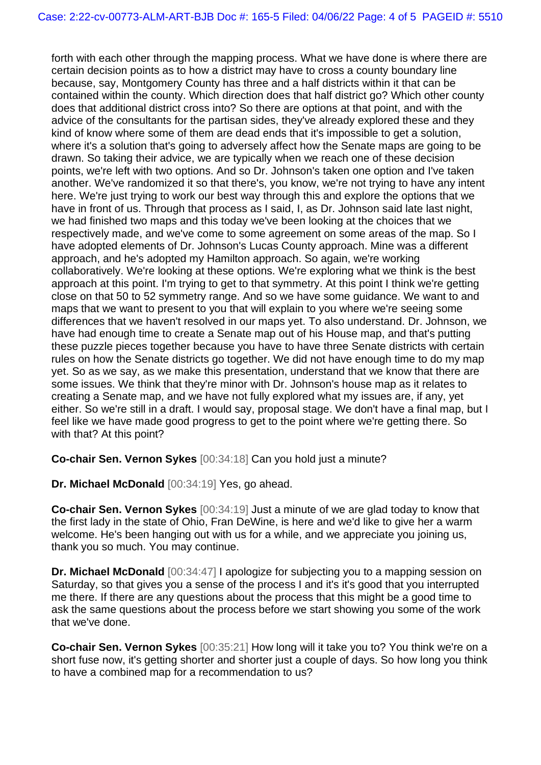forth with each other through the mapping process. What we have done is where there are certain decision points as to how a district may have to cross a county boundary line because, say, Montgomery County has three and a half districts within it that can be contained within the county. Which direction does that half district go? Which other county does that additional district cross into? So there are options at that point, and with the advice of the consultants for the partisan sides, they've already explored these and they kind of know where some of them are dead ends that it's impossible to get a solution, where it's a solution that's going to adversely affect how the Senate maps are going to be drawn. So taking their advice, we are typically when we reach one of these decision points, we're left with two options. And so Dr. Johnson's taken one option and I've taken another. We've randomized it so that there's, you know, we're not trying to have any intent here. We're just trying to work our best way through this and explore the options that we have in front of us. Through that process as I said, I, as Dr. Johnson said late last night, we had finished two maps and this today we've been looking at the choices that we respectively made, and we've come to some agreement on some areas of the map. So I have adopted elements of Dr. Johnson's Lucas County approach. Mine was a different approach, and he's adopted my Hamilton approach. So again, we're working collaboratively. We're looking at these options. We're exploring what we think is the best approach at this point. I'm trying to get to that symmetry. At this point I think we're getting close on that 50 to 52 symmetry range. And so we have some guidance. We want to and maps that we want to present to you that will explain to you where we're seeing some differences that we haven't resolved in our maps yet. To also understand. Dr. Johnson, we have had enough time to create a Senate map out of his House map, and that's putting these puzzle pieces together because you have to have three Senate districts with certain rules on how the Senate districts go together. We did not have enough time to do my map yet. So as we say, as we make this presentation, understand that we know that there are some issues. We think that they're minor with Dr. Johnson's house map as it relates to creating a Senate map, and we have not fully explored what my issues are, if any, yet either. So we're still in a draft. I would say, proposal stage. We don't have a final map, but I feel like we have made good progress to get to the point where we're getting there. So with that? At this point?

**Co-chair Sen. Vernon Sykes** [00:34:18] Can you hold just a minute?

**Dr. Michael McDonald** [00:34:19] Yes, go ahead.

**Co-chair Sen. Vernon Sykes** [00:34:19] Just a minute of we are glad today to know that the first lady in the state of Ohio, Fran DeWine, is here and we'd like to give her a warm welcome. He's been hanging out with us for a while, and we appreciate you joining us, thank you so much. You may continue.

**Dr. Michael McDonald** [00:34:47] I apologize for subjecting you to a mapping session on Saturday, so that gives you a sense of the process I and it's it's good that you interrupted me there. If there are any questions about the process that this might be a good time to ask the same questions about the process before we start showing you some of the work that we've done.

**Co-chair Sen. Vernon Sykes** [00:35:21] How long will it take you to? You think we're on a short fuse now, it's getting shorter and shorter just a couple of days. So how long you think to have a combined map for a recommendation to us?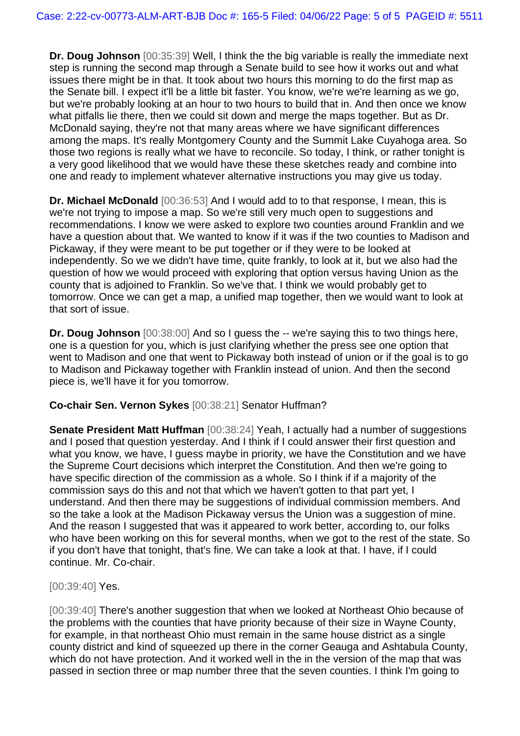**Dr. Doug Johnson** [00:35:39] Well, I think the the big variable is really the immediate next step is running the second map through a Senate build to see how it works out and what issues there might be in that. It took about two hours this morning to do the first map as the Senate bill. I expect it'll be a little bit faster. You know, we're we're learning as we go, but we're probably looking at an hour to two hours to build that in. And then once we know what pitfalls lie there, then we could sit down and merge the maps together. But as Dr. McDonald saying, they're not that many areas where we have significant differences among the maps. It's really Montgomery County and the Summit Lake Cuyahoga area. So those two regions is really what we have to reconcile. So today, I think, or rather tonight is a very good likelihood that we would have these these sketches ready and combine into one and ready to implement whatever alternative instructions you may give us today.

**Dr. Michael McDonald** [00:36:53] And I would add to to that response, I mean, this is we're not trying to impose a map. So we're still very much open to suggestions and recommendations. I know we were asked to explore two counties around Franklin and we have a question about that. We wanted to know if it was if the two counties to Madison and Pickaway, if they were meant to be put together or if they were to be looked at independently. So we we didn't have time, quite frankly, to look at it, but we also had the question of how we would proceed with exploring that option versus having Union as the county that is adjoined to Franklin. So we've that. I think we would probably get to tomorrow. Once we can get a map, a unified map together, then we would want to look at that sort of issue.

**Dr. Doug Johnson** [00:38:00] And so I guess the -- we're saying this to two things here, one is a question for you, which is just clarifying whether the press see one option that went to Madison and one that went to Pickaway both instead of union or if the goal is to go to Madison and Pickaway together with Franklin instead of union. And then the second piece is, we'll have it for you tomorrow.

**Co-chair Sen. Vernon Sykes** [00:38:21] Senator Huffman?

**Senate President Matt Huffman** [00:38:24] Yeah, I actually had a number of suggestions and I posed that question yesterday. And I think if I could answer their first question and what you know, we have, I guess maybe in priority, we have the Constitution and we have the Supreme Court decisions which interpret the Constitution. And then we're going to have specific direction of the commission as a whole. So I think if if a majority of the commission says do this and not that which we haven't gotten to that part yet, I understand. And then there may be suggestions of individual commission members. And so the take a look at the Madison Pickaway versus the Union was a suggestion of mine. And the reason I suggested that was it appeared to work better, according to, our folks who have been working on this for several months, when we got to the rest of the state. So if you don't have that tonight, that's fine. We can take a look at that. I have, if I could continue. Mr. Co-chair.

[00:39:40] Yes.

[00:39:40] There's another suggestion that when we looked at Northeast Ohio because of the problems with the counties that have priority because of their size in Wayne County, for example, in that northeast Ohio must remain in the same house district as a single county district and kind of squeezed up there in the corner Geauga and Ashtabula County, which do not have protection. And it worked well in the in the version of the map that was passed in section three or map number three that the seven counties. I think I'm going to